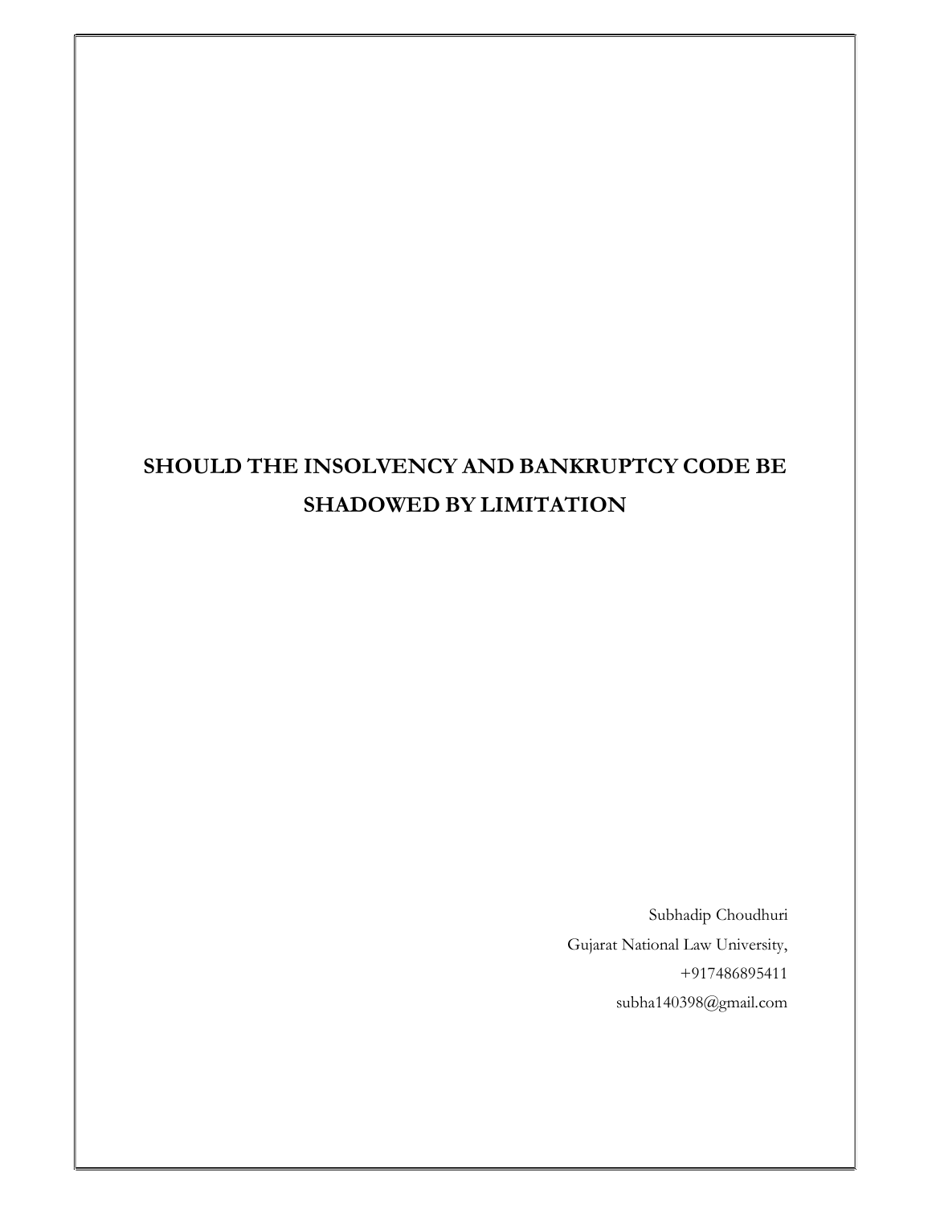# SHOULD THE INSOLVENCY AND BANKRUPTCY CODE BE SHADOWED BY LIMITATION

Subhadip Choudhuri

Gujarat National Law University,

+917486895411

subha140398@gmail.com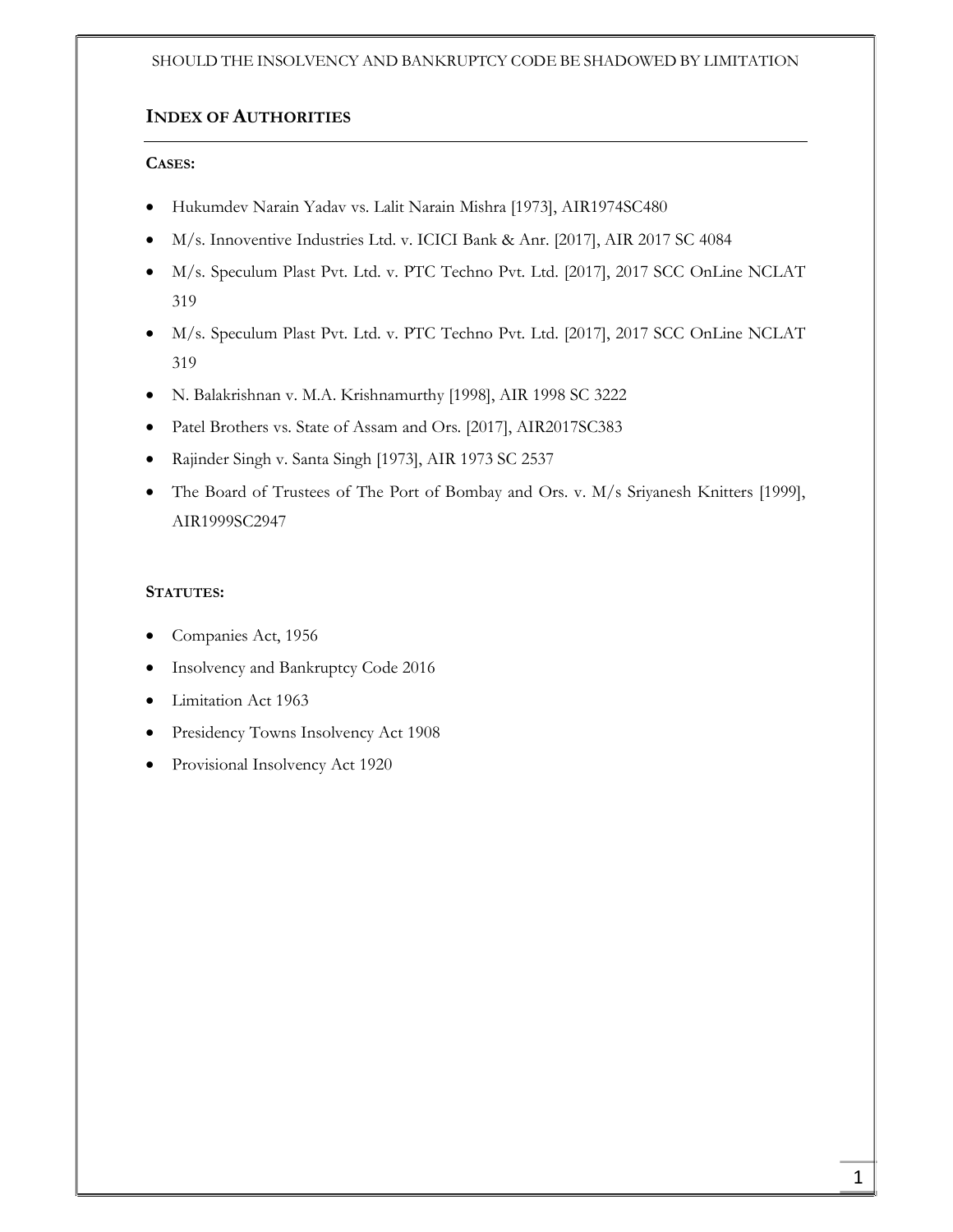## INDEX OF AUTHORITIES

**CASES:**

- Hukumdev Narain Yadav vs. Lalit Narain Mishra [1973], AIR1974SC480
- M/s. Innoventive Industries Ltd. v. ICICI Bank & Anr. [2017], AIR 2017 SC 4084
- M/s. Speculum Plast Pvt. Ltd. v. PTC Techno Pvt. Ltd. [2017], 2017 SCC OnLine NCLAT 319
- M/s. Speculum Plast Pvt. Ltd. v. PTC Techno Pvt. Ltd. [2017], 2017 SCC OnLine NCLAT 319
- N. Balakrishnan v. M.A. Krishnamurthy [1998], AIR 1998 SC 3222
- Patel Brothers vs. State of Assam and Ors. [2017], AIR2017SC383
- Rajinder Singh v. Santa Singh [1973], AIR 1973 SC 2537
- The Board of Trustees of The Port of Bombay and Ors. v. M/s Sriyanesh Knitters [1999], AIR1999SC2947

**STATUTES:**

- Companies Act, 1956
- Insolvency and Bankruptcy Code 2016
- Limitation Act 1963
- Presidency Towns Insolvency Act 1908
- Provisional Insolvency Act 1920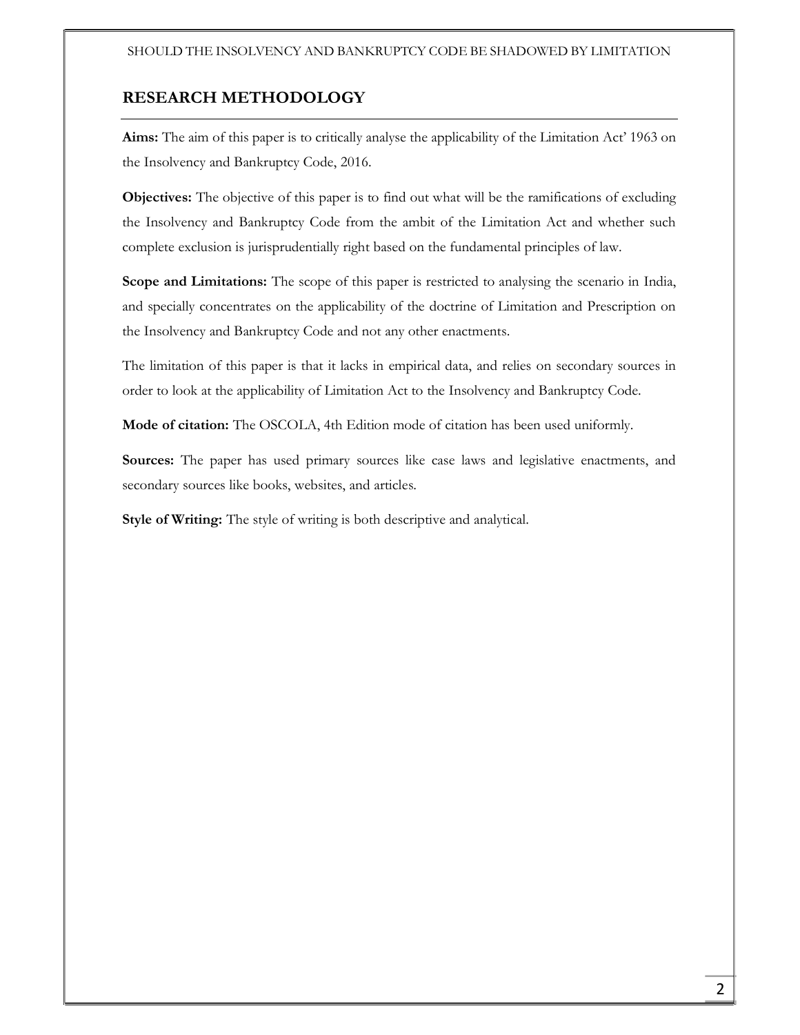## RESEARCH METHODOLOGY

**Aims:** The aim of this paper is to critically analyse the applicability of the Limitation Act' 1963 on the Insolvency and Bankruptcy Code, 2016.

**Objectives:** The objective of this paper is to find out what will be the ramifications of excluding the Insolvency and Bankruptcy Code from the ambit of the Limitation Act and whether such complete exclusion is jurisprudentially right based on the fundamental principles of law.

**Scope and Limitations:** The scope of this paper is restricted to analysing the scenario in India, and specially concentrates on the applicability of the doctrine of Limitation and Prescription on the Insolvency and Bankruptcy Code and not any other enactments.

The limitation of this paper is that it lacks in empirical data, and relies on secondary sources in order to look at the applicability of Limitation Act to the Insolvency and Bankruptcy Code.

**Mode of citation:** The OSCOLA, 4th Edition mode of citation has been used uniformly.

**Sources:** The paper has used primary sources like case laws and legislative enactments, and secondary sources like books, websites, and articles.

**Style of Writing:** The style of writing is both descriptive and analytical.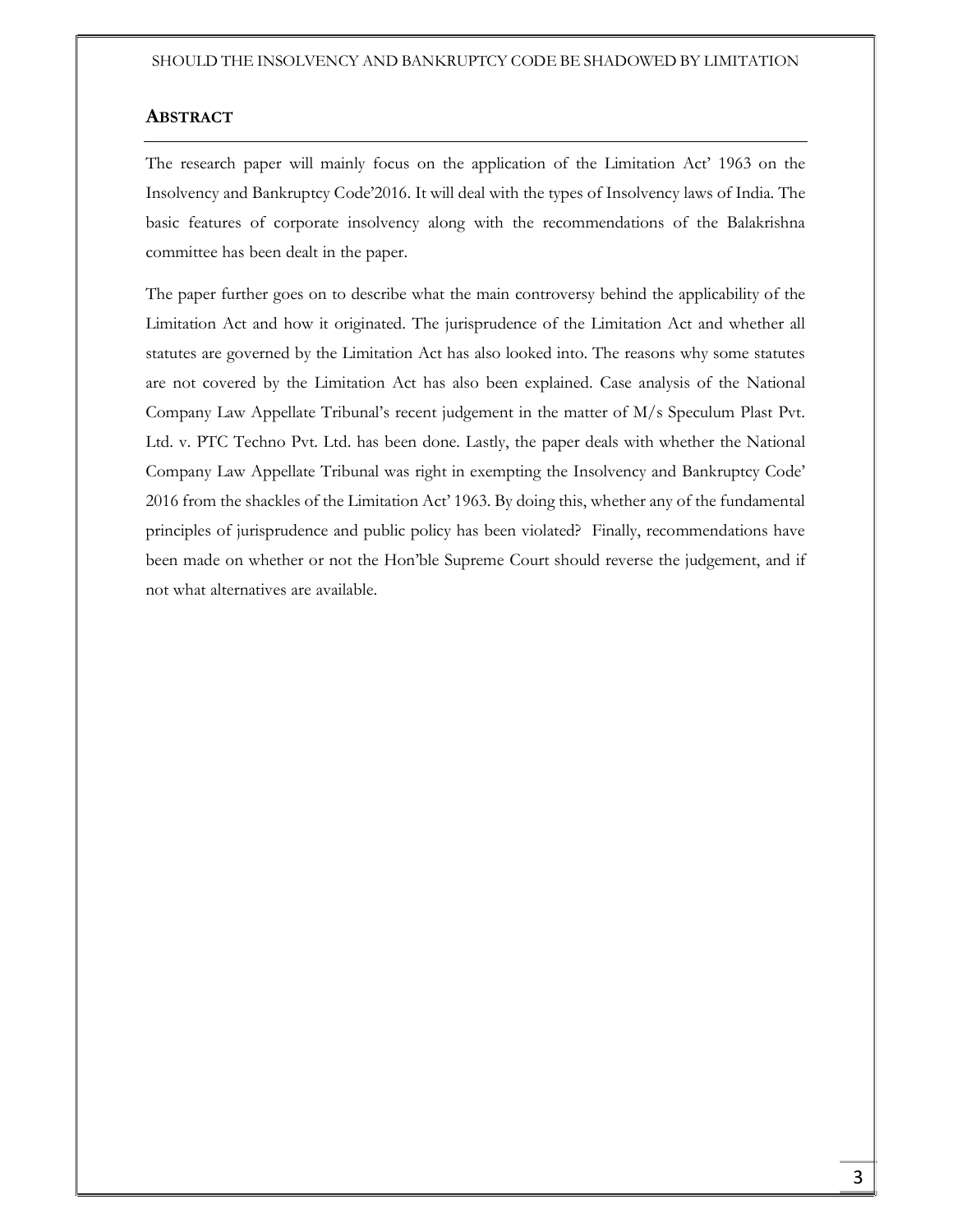## ABSTRACT

The research paper will mainly focus on the application of the Limitation Act' 1963 on the Insolvency and Bankruptcy Code'2016. It will deal with the types of Insolvency laws of India. The basic features of corporate insolvency along with the recommendations of the Balakrishna committee has been dealt in the paper.

The paper further goes on to describe what the main controversy behind the applicability of the Limitation Act and how it originated. The jurisprudence of the Limitation Act and whether all statutes are governed by the Limitation Act has also looked into. The reasons why some statutes are not covered by the Limitation Act has also been explained. Case analysis of the National Company Law Appellate Tribunal's recent judgement in the matter of M/s Speculum Plast Pvt. Ltd. v. PTC Techno Pvt. Ltd. has been done. Lastly, the paper deals with whether the National Company Law Appellate Tribunal was right in exempting the Insolvency and Bankruptcy Code' 2016 from the shackles of the Limitation Act' 1963. By doing this, whether any of the fundamental principles of jurisprudence and public policy has been violated? Finally, recommendations have been made on whether or not the Hon'ble Supreme Court should reverse the judgement, and if not what alternatives are available.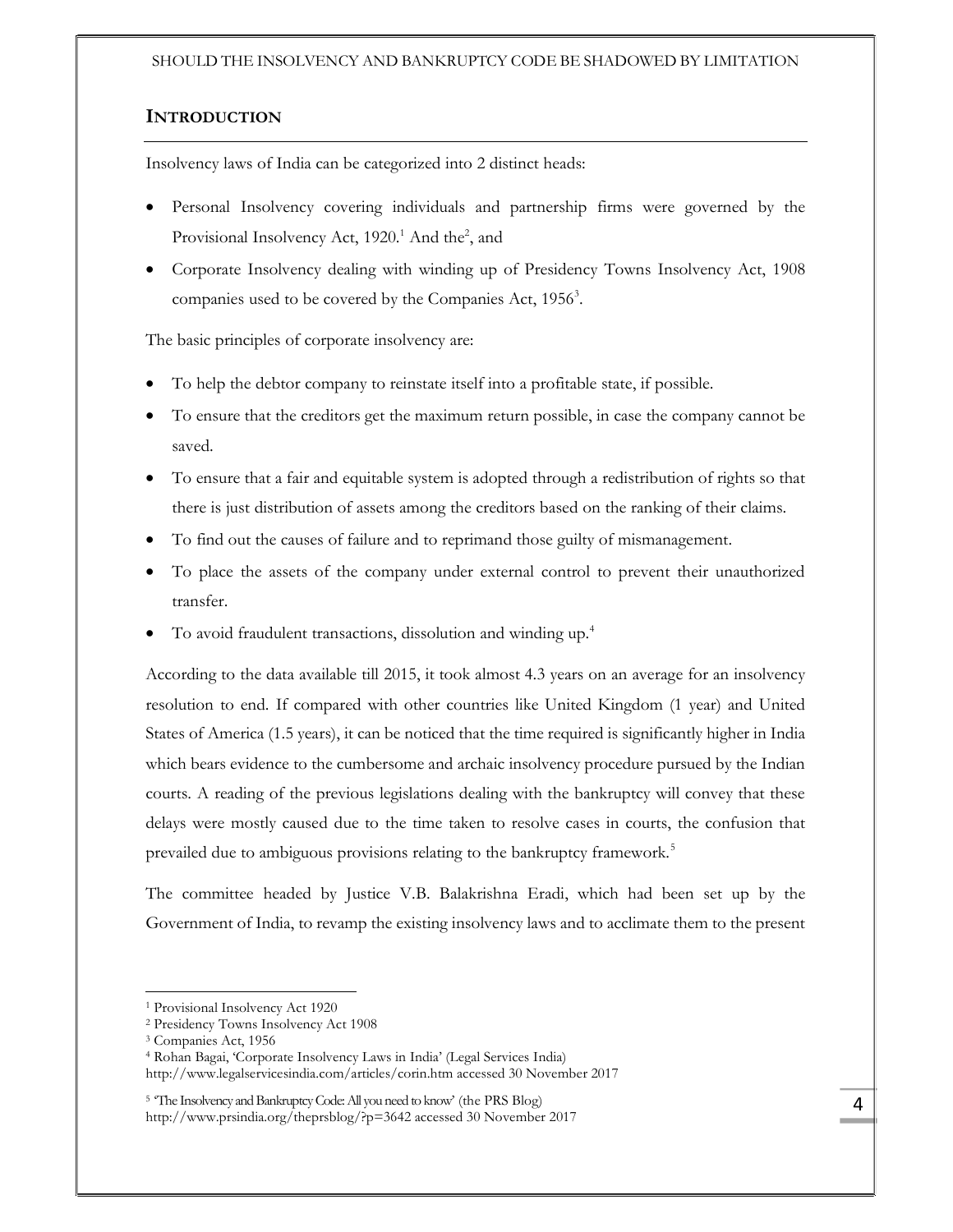## INTRODUCTION

Insolvency laws of India can be categorized into 2 distinct heads:

- Personal Insolvency covering individuals and partnership firms were governed by the Provisional Insolvency Act, 1920.[1] And the[2], and
- Corporate Insolvency dealing with winding up of Presidency Towns Insolvency Act, 1908 companies used to be covered by the Companies Act, 1956[3].

The basic principles of corporate insolvency are:

- To help the debtor company to reinstate itself into a profitable state, if possible.
- To ensure that the creditors get the maximum return possible, in case the company cannot be saved.
- To ensure that a fair and equitable system is adopted through a redistribution of rights so that there is just distribution of assets among the creditors based on the ranking of their claims.
- To find out the causes of failure and to reprimand those guilty of mismanagement.
- To place the assets of the company under external control to prevent their unauthorized transfer.
- To avoid fraudulent transactions, dissolution and winding up.[4]

According to the data available till 2015, it took almost 4.3 years on an average for an insolvency resolution to end. If compared with other countries like United Kingdom (1 year) and United States of America (1.5 years), it can be noticed that the time required is significantly higher in India which bears evidence to the cumbersome and archaic insolvency procedure pursued by the Indian courts. A reading of the previous legislations dealing with the bankruptcy will convey that these delays were mostly caused due to the time taken to resolve cases in courts, the confusion that prevailed due to ambiguous provisions relating to the bankruptcy framework.[5]

The committee headed by Justice V.B. Balakrishna Eradi, which had been set up by the Government of India, to revamp the existing insolvency laws and to acclimate them to the present

---

[1] Provisional Insolvency Act 1920

[2] Presidency Towns Insolvency Act 1908

[3] Companies Act, 1956

[4] Rohan Bagai, 'Corporate Insolvency Laws in India' (Legal Services India) http://www.legalservicesindia.com/articles/corin.htm accessed 30 November 2017

[5] 'The Insolvency and Bankruptcy Code: All you need to know' (the PRS Blog) http://www.prsindia.org/theprsblog/?p=3642 accessed 30 November 2017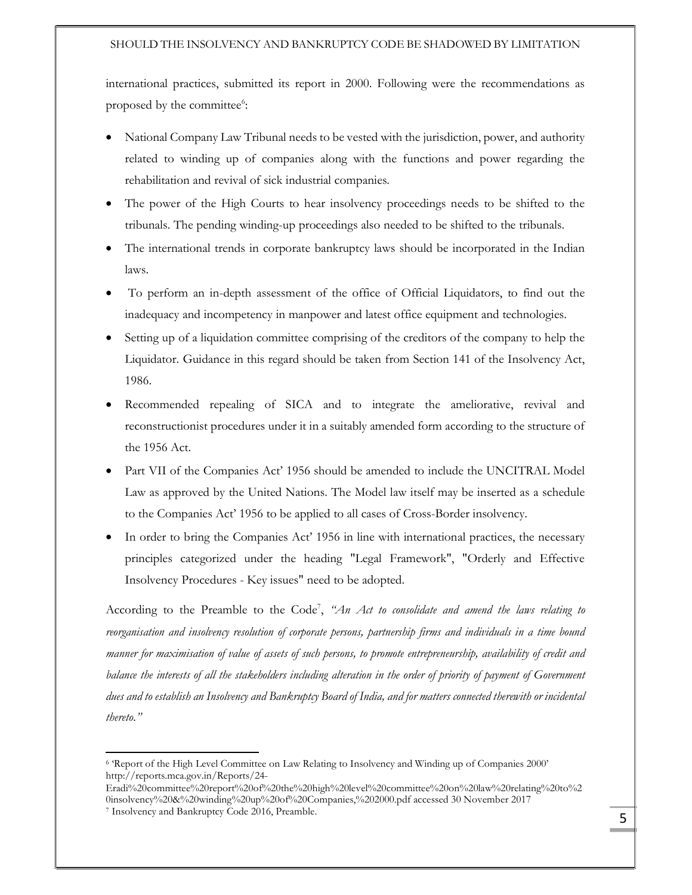international practices, submitted its report in 2000. Following were the recommendations as proposed by the committee[6]:

- National Company Law Tribunal needs to be vested with the jurisdiction, power, and authority related to winding up of companies along with the functions and power regarding the rehabilitation and revival of sick industrial companies.
- The power of the High Courts to hear insolvency proceedings needs to be shifted to the tribunals. The pending winding-up proceedings also needed to be shifted to the tribunals.
- The international trends in corporate bankruptcy laws should be incorporated in the Indian laws.
- To perform an in-depth assessment of the office of Official Liquidators, to find out the inadequacy and incompetency in manpower and latest office equipment and technologies.
- Setting up of a liquidation committee comprising of the creditors of the company to help the Liquidator. Guidance in this regard should be taken from Section 141 of the Insolvency Act, 1986.
- Recommended repealing of SICA and to integrate the ameliorative, revival and reconstructionist procedures under it in a suitably amended form according to the structure of the 1956 Act.
- Part VII of the Companies Act' 1956 should be amended to include the UNCITRAL Model Law as approved by the United Nations. The Model law itself may be inserted as a schedule to the Companies Act' 1956 to be applied to all cases of Cross-Border insolvency.
- In order to bring the Companies Act' 1956 in line with international practices, the necessary principles categorized under the heading "Legal Framework", "Orderly and Effective Insolvency Procedures - Key issues" need to be adopted.

According to the Preamble to the Code[7], *"An Act to consolidate and amend the laws relating to reorganisation and insolvency resolution of corporate persons, partnership firms and individuals in a time bound manner for maximisation of value of assets of such persons, to promote entrepreneurship, availability of credit and balance the interests of all the stakeholders including alteration in the order of priority of payment of Government dues and to establish an Insolvency and Bankruptcy Board of India, and for matters connected therewith or incidental thereto."*

---

[6] 'Report of the High Level Committee on Law Relating to Insolvency and Winding up of Companies 2000' http://reports.mca.gov.in/Reports/24-Eradi%20committee%20report%20of%20the%20high%20level%20committee%20on%20law%20relating%20to%20insolvency%20&%20winding%20up%20of%20Companies,%202000.pdf accessed 30 November 2017

[7] Insolvency and Bankruptcy Code 2016, Preamble.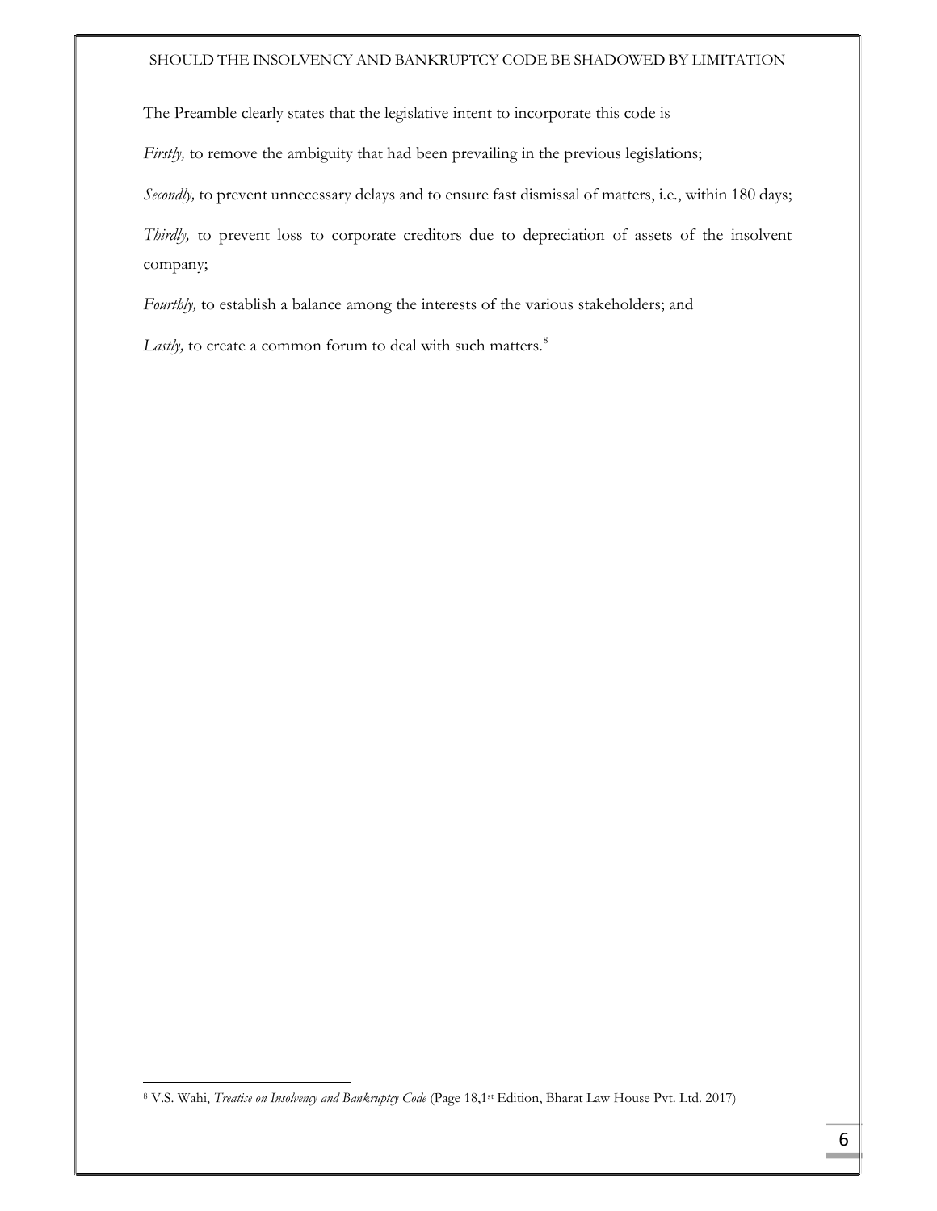The Preamble clearly states that the legislative intent to incorporate this code is

*Firstly,* to remove the ambiguity that had been prevailing in the previous legislations;

*Secondly,* to prevent unnecessary delays and to ensure fast dismissal of matters, i.e., within 180 days;

*Thirdly,* to prevent loss to corporate creditors due to depreciation of assets of the insolvent company;

*Fourthly,* to establish a balance among the interests of the various stakeholders; and

*Lastly,* to create a common forum to deal with such matters.[8]

---

[8] V.S. Wahi, *Treatise on Insolvency and Bankruptcy Code* (Page 18,1st Edition, Bharat Law House Pvt. Ltd. 2017)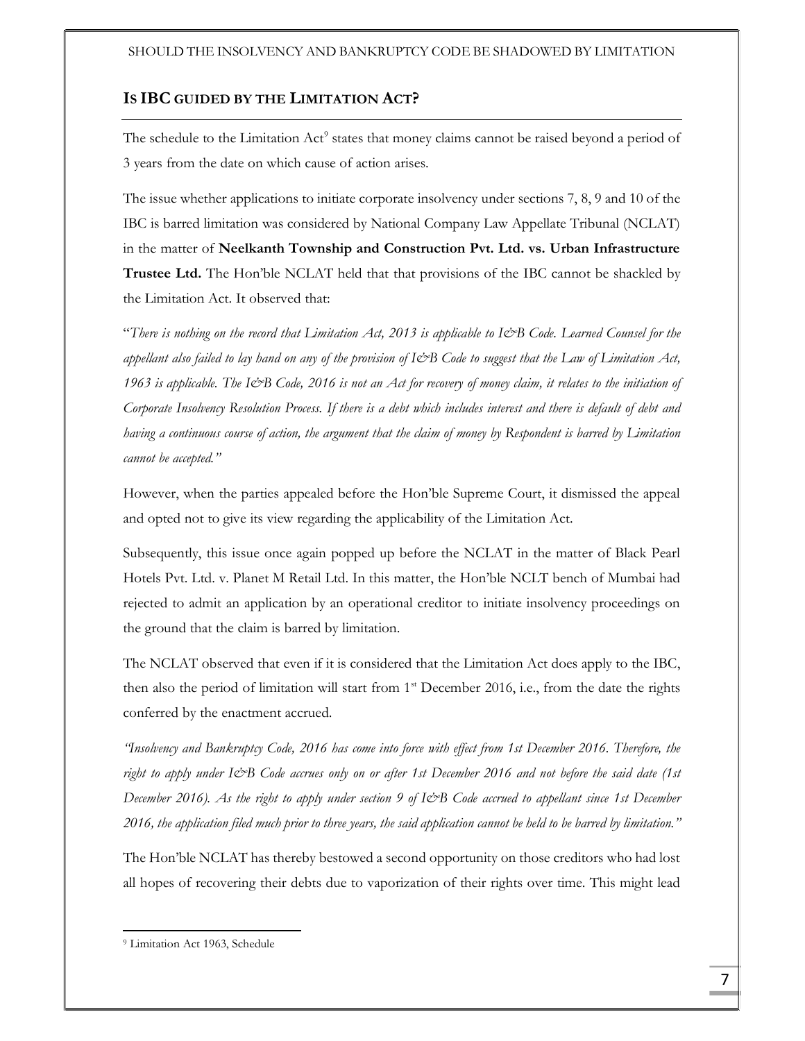## IS IBC GUIDED BY THE LIMITATION ACT?

The schedule to the Limitation Act[9] states that money claims cannot be raised beyond a period of 3 years from the date on which cause of action arises.

The issue whether applications to initiate corporate insolvency under sections 7, 8, 9 and 10 of the IBC is barred limitation was considered by National Company Law Appellate Tribunal (NCLAT) in the matter of **Neelkanth Township and Construction Pvt. Ltd. vs. Urban Infrastructure Trustee Ltd.** The Hon'ble NCLAT held that that provisions of the IBC cannot be shackled by the Limitation Act. It observed that:

"*There is nothing on the record that Limitation Act, 2013 is applicable to I&B Code. Learned Counsel for the appellant also failed to lay hand on any of the provision of I&B Code to suggest that the Law of Limitation Act, 1963 is applicable. The I&B Code, 2016 is not an Act for recovery of money claim, it relates to the initiation of Corporate Insolvency Resolution Process. If there is a debt which includes interest and there is default of debt and having a continuous course of action, the argument that the claim of money by Respondent is barred by Limitation cannot be accepted.*"

However, when the parties appealed before the Hon'ble Supreme Court, it dismissed the appeal and opted not to give its view regarding the applicability of the Limitation Act.

Subsequently, this issue once again popped up before the NCLAT in the matter of Black Pearl Hotels Pvt. Ltd. v. Planet M Retail Ltd. In this matter, the Hon'ble NCLT bench of Mumbai had rejected to admit an application by an operational creditor to initiate insolvency proceedings on the ground that the claim is barred by limitation.

The NCLAT observed that even if it is considered that the Limitation Act does apply to the IBC, then also the period of limitation will start from 1st December 2016, i.e., from the date the rights conferred by the enactment accrued.

"*Insolvency and Bankruptcy Code, 2016 has come into force with effect from 1st December 2016. Therefore, the right to apply under I&B Code accrues only on or after 1st December 2016 and not before the said date (1st December 2016). As the right to apply under section 9 of I&B Code accrued to appellant since 1st December 2016, the application filed much prior to three years, the said application cannot be held to be barred by limitation.*"

The Hon'ble NCLAT has thereby bestowed a second opportunity on those creditors who had lost all hopes of recovering their debts due to vaporization of their rights over time. This might lead

---

[9] Limitation Act 1963, Schedule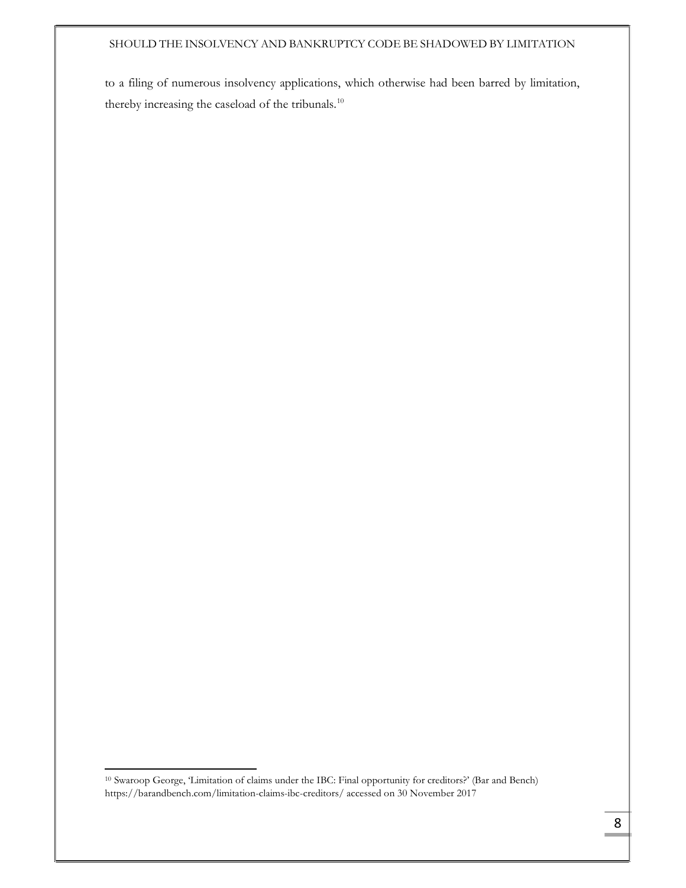to a filing of numerous insolvency applications, which otherwise had been barred by limitation, thereby increasing the caseload of the tribunals.[10]

---

[10] Swaroop George, 'Limitation of claims under the IBC: Final opportunity for creditors?' (Bar and Bench) https://barandbench.com/limitation-claims-ibc-creditors/ accessed on 30 November 2017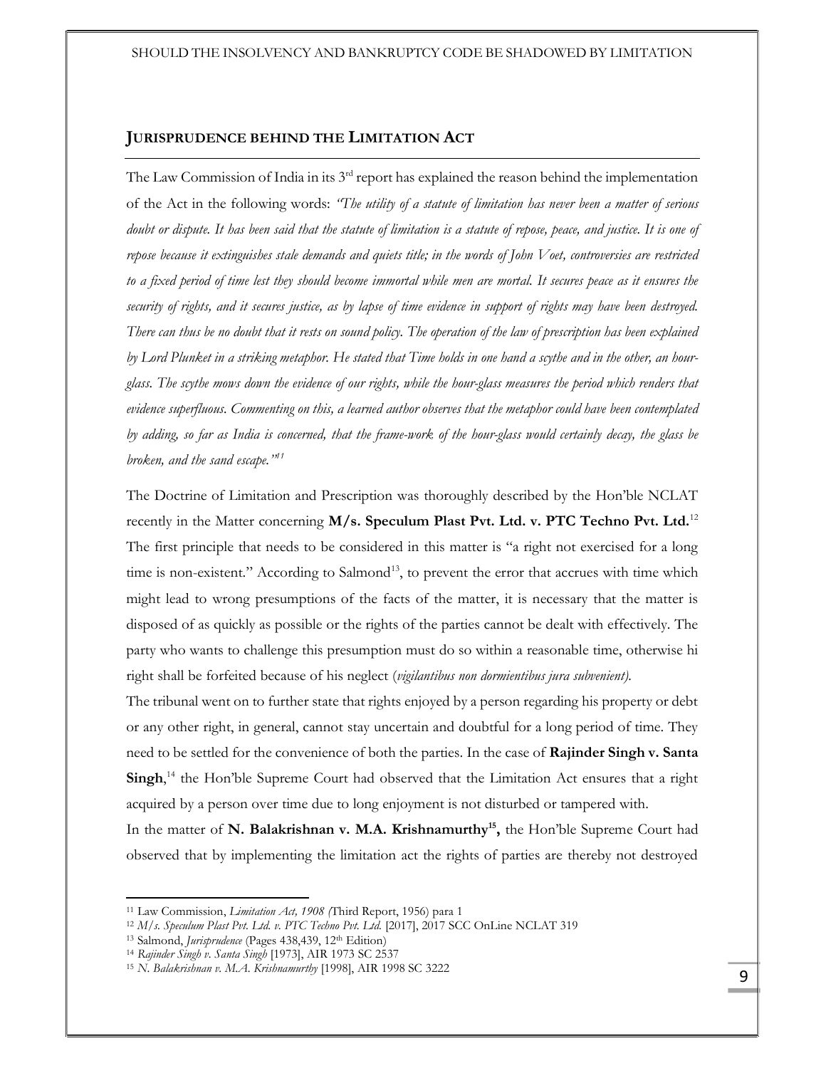## JURISPRUDENCE BEHIND THE LIMITATION ACT

The Law Commission of India in its 3rd report has explained the reason behind the implementation of the Act in the following words: *"The utility of a statute of limitation has never been a matter of serious doubt or dispute. It has been said that the statute of limitation is a statute of repose, peace, and justice. It is one of repose because it extinguishes stale demands and quiets title; in the words of John Voet, controversies are restricted to a fixed period of time lest they should become immortal while men are mortal. It secures peace as it ensures the security of rights, and it secures justice, as by lapse of time evidence in support of rights may have been destroyed. There can thus be no doubt that it rests on sound policy. The operation of the law of prescription has been explained by Lord Plunket in a striking metaphor. He stated that Time holds in one hand a scythe and in the other, an hour-glass. The scythe mows down the evidence of our rights, while the hour-glass measures the period which renders that evidence superfluous. Commenting on this, a learned author observes that the metaphor could have been contemplated by adding, so far as India is concerned, that the frame-work of the hour-glass would certainly decay, the glass be broken, and the sand escape."*[11]

The Doctrine of Limitation and Prescription was thoroughly described by the Hon'ble NCLAT recently in the Matter concerning **M/s. Speculum Plast Pvt. Ltd. v. PTC Techno Pvt. Ltd.**[12] The first principle that needs to be considered in this matter is "a right not exercised for a long time is non-existent." According to Salmond[13], to prevent the error that accrues with time which might lead to wrong presumptions of the facts of the matter, it is necessary that the matter is disposed of as quickly as possible or the rights of the parties cannot be dealt with effectively. The party who wants to challenge this presumption must do so within a reasonable time, otherwise hi right shall be forfeited because of his neglect (*vigilantibus non dormientibus jura subvenient).*

The tribunal went on to further state that rights enjoyed by a person regarding his property or debt or any other right, in general, cannot stay uncertain and doubtful for a long period of time. They need to be settled for the convenience of both the parties. In the case of **Rajinder Singh v. Santa Singh**,[14] the Hon'ble Supreme Court had observed that the Limitation Act ensures that a right acquired by a person over time due to long enjoyment is not disturbed or tampered with.

In the matter of **N. Balakrishnan v. M.A. Krishnamurthy**[15], the Hon'ble Supreme Court had observed that by implementing the limitation act the rights of parties are thereby not destroyed

---

[11] Law Commission, *Limitation Act, 1908 (*Third Report, 1956) para 1

[12] *M/s. Speculum Plast Pvt. Ltd. v. PTC Techno Pvt. Ltd.* [2017], 2017 SCC OnLine NCLAT 319

[13] Salmond, *Jurisprudence* (Pages 438,439, 12th Edition)

[14] *Rajinder Singh v. Santa Singh* [1973], AIR 1973 SC 2537

[15] *N. Balakrishnan v. M.A. Krishnamurthy* [1998], AIR 1998 SC 3222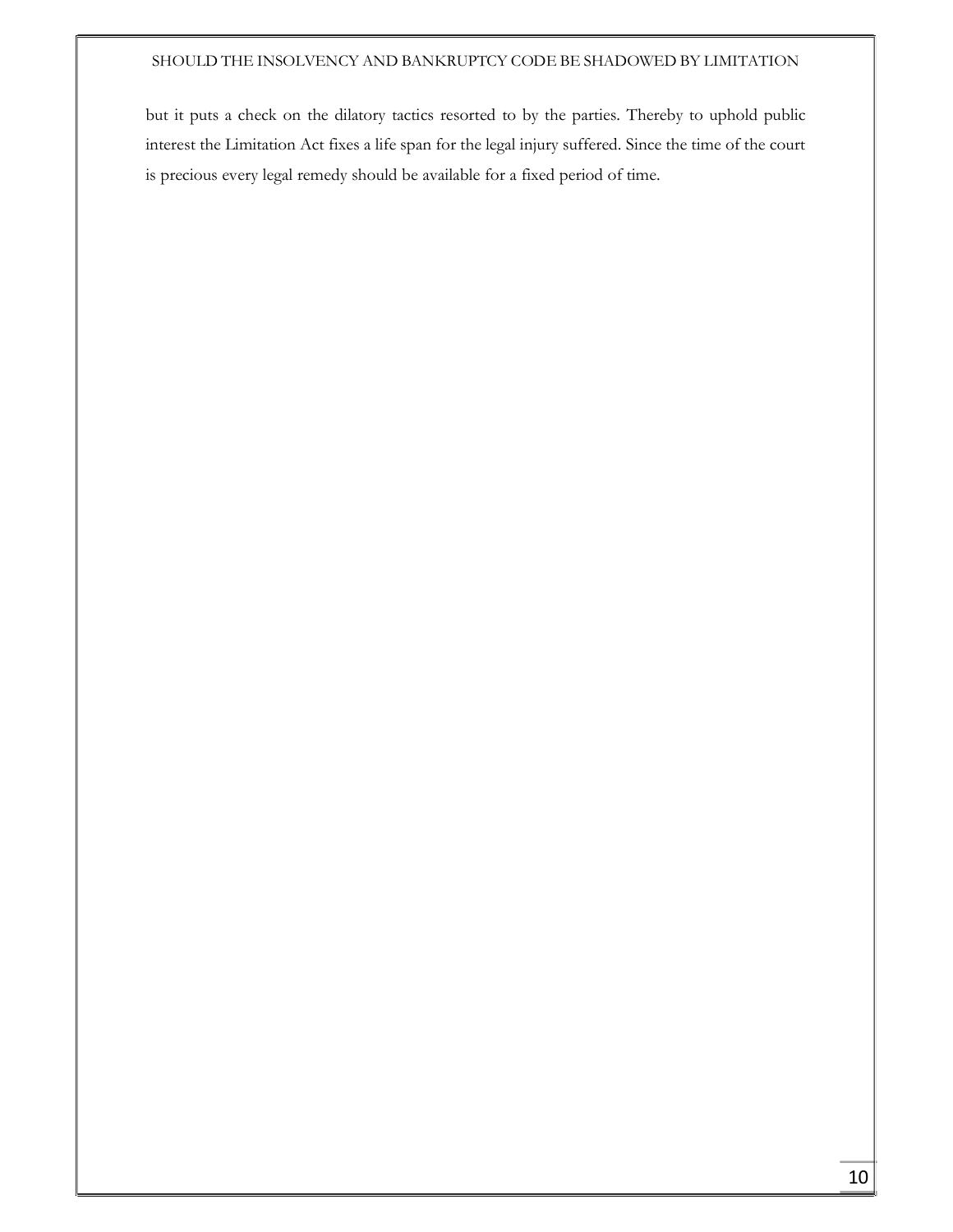but it puts a check on the dilatory tactics resorted to by the parties. Thereby to uphold public interest the Limitation Act fixes a life span for the legal injury suffered. Since the time of the court is precious every legal remedy should be available for a fixed period of time.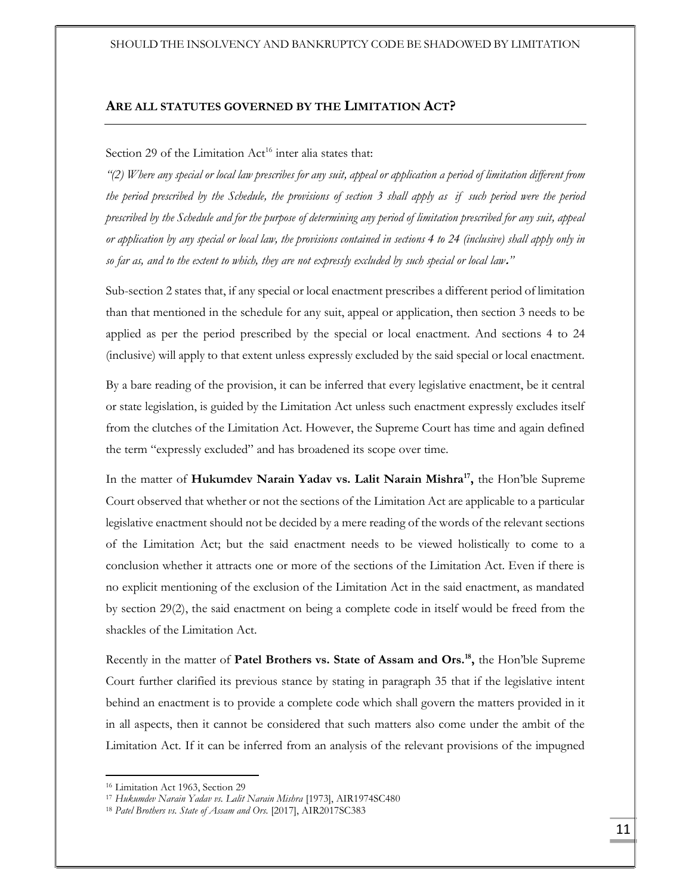## **ARE ALL STATUTES GOVERNED BY THE LIMITATION ACT?**

Section 29 of the Limitation Act[16] inter alia states that:

*"(2) Where any special or local law prescribes for any suit, appeal or application a period of limitation different from the period prescribed by the Schedule, the provisions of section 3 shall apply as if such period were the period prescribed by the Schedule and for the purpose of determining any period of limitation prescribed for any suit, appeal or application by any special or local law, the provisions contained in sections 4 to 24 (inclusive) shall apply only in so far as, and to the extent to which, they are not expressly excluded by such special or local law."*

Sub-section 2 states that, if any special or local enactment prescribes a different period of limitation than that mentioned in the schedule for any suit, appeal or application, then section 3 needs to be applied as per the period prescribed by the special or local enactment. And sections 4 to 24 (inclusive) will apply to that extent unless expressly excluded by the said special or local enactment.

By a bare reading of the provision, it can be inferred that every legislative enactment, be it central or state legislation, is guided by the Limitation Act unless such enactment expressly excludes itself from the clutches of the Limitation Act. However, the Supreme Court has time and again defined the term "expressly excluded" and has broadened its scope over time.

In the matter of **Hukumdev Narain Yadav vs. Lalit Narain Mishra[17],** the Hon'ble Supreme Court observed that whether or not the sections of the Limitation Act are applicable to a particular legislative enactment should not be decided by a mere reading of the words of the relevant sections of the Limitation Act; but the said enactment needs to be viewed holistically to come to a conclusion whether it attracts one or more of the sections of the Limitation Act. Even if there is no explicit mentioning of the exclusion of the Limitation Act in the said enactment, as mandated by section 29(2), the said enactment on being a complete code in itself would be freed from the shackles of the Limitation Act.

Recently in the matter of **Patel Brothers vs. State of Assam and Ors.[18],** the Hon'ble Supreme Court further clarified its previous stance by stating in paragraph 35 that if the legislative intent behind an enactment is to provide a complete code which shall govern the matters provided in it in all aspects, then it cannot be considered that such matters also come under the ambit of the Limitation Act. If it can be inferred from an analysis of the relevant provisions of the impugned

---

[16] Limitation Act 1963, Section 29

[17] *Hukumdev Narain Yadav vs. Lalit Narain Mishra* [1973], AIR1974SC480

[18] *Patel Brothers vs. State of Assam and Ors.* [2017], AIR2017SC383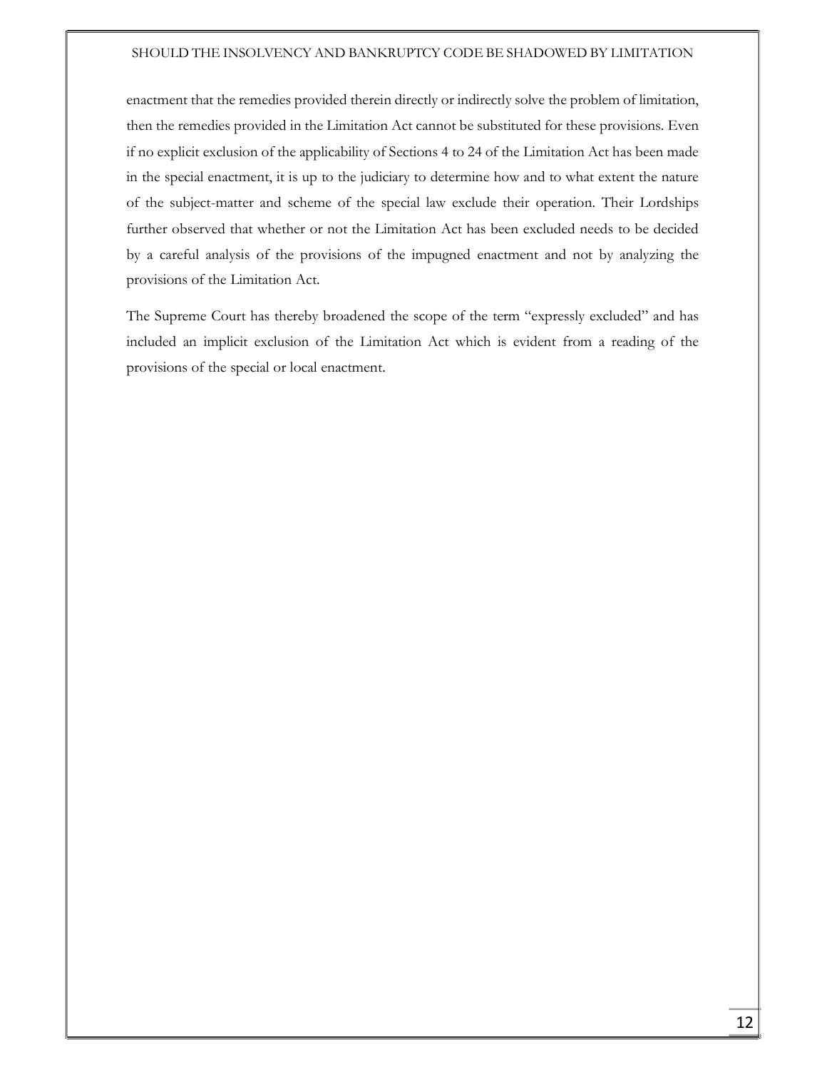enactment that the remedies provided therein directly or indirectly solve the problem of limitation, then the remedies provided in the Limitation Act cannot be substituted for these provisions. Even if no explicit exclusion of the applicability of Sections 4 to 24 of the Limitation Act has been made in the special enactment, it is up to the judiciary to determine how and to what extent the nature of the subject-matter and scheme of the special law exclude their operation. Their Lordships further observed that whether or not the Limitation Act has been excluded needs to be decided by a careful analysis of the provisions of the impugned enactment and not by analyzing the provisions of the Limitation Act.

The Supreme Court has thereby broadened the scope of the term "expressly excluded" and has included an implicit exclusion of the Limitation Act which is evident from a reading of the provisions of the special or local enactment.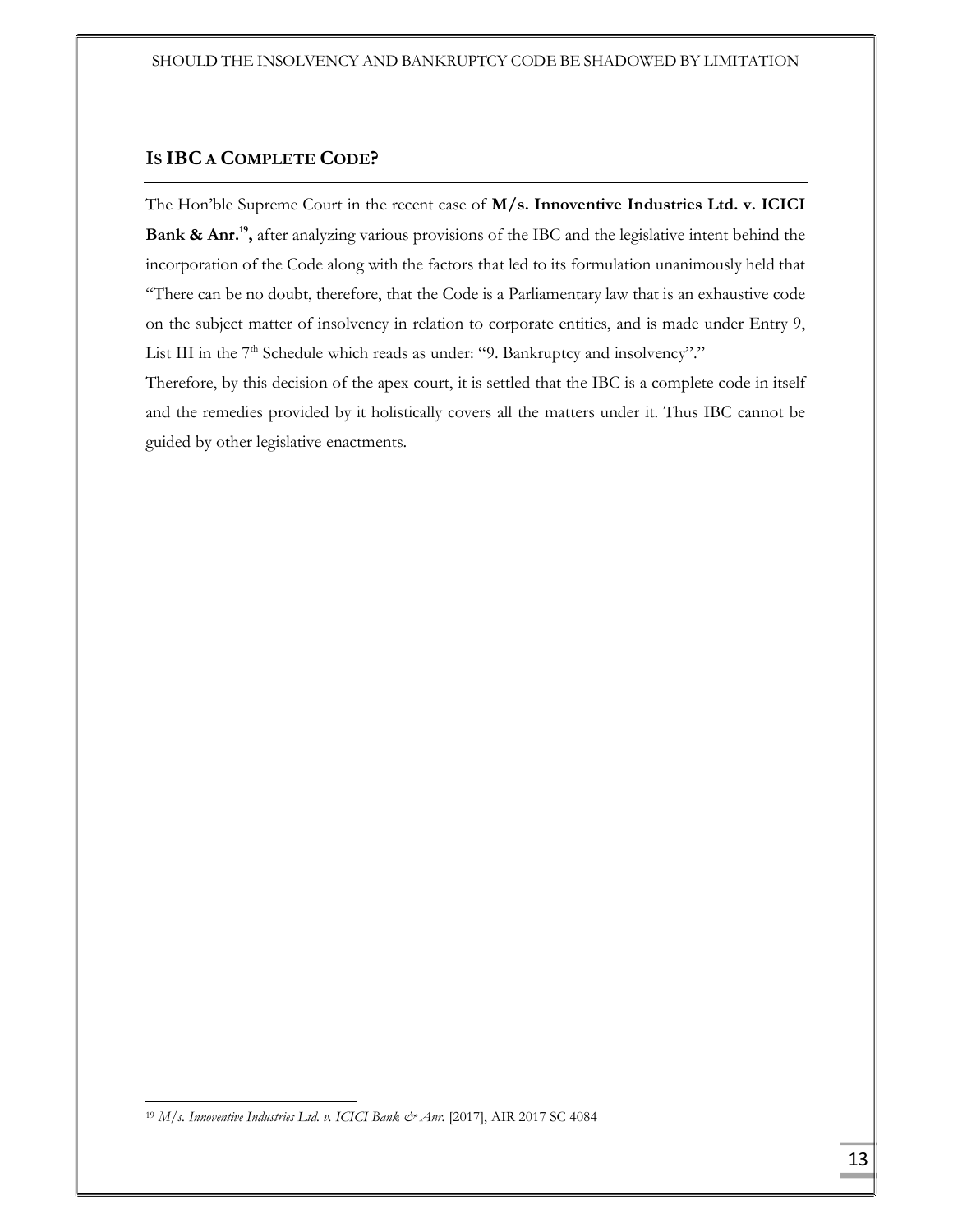## IS IBC A COMPLETE CODE?

The Hon'ble Supreme Court in the recent case of **M/s. Innoventive Industries Ltd. v. ICICI Bank & Anr.[19],** after analyzing various provisions of the IBC and the legislative intent behind the incorporation of the Code along with the factors that led to its formulation unanimously held that "There can be no doubt, therefore, that the Code is a Parliamentary law that is an exhaustive code on the subject matter of insolvency in relation to corporate entities, and is made under Entry 9, List III in the 7th Schedule which reads as under: "9. Bankruptcy and insolvency"."

Therefore, by this decision of the apex court, it is settled that the IBC is a complete code in itself and the remedies provided by it holistically covers all the matters under it. Thus IBC cannot be guided by other legislative enactments.

---

[19] *M/s. Innoventive Industries Ltd. v. ICICI Bank & Anr.* [2017], AIR 2017 SC 4084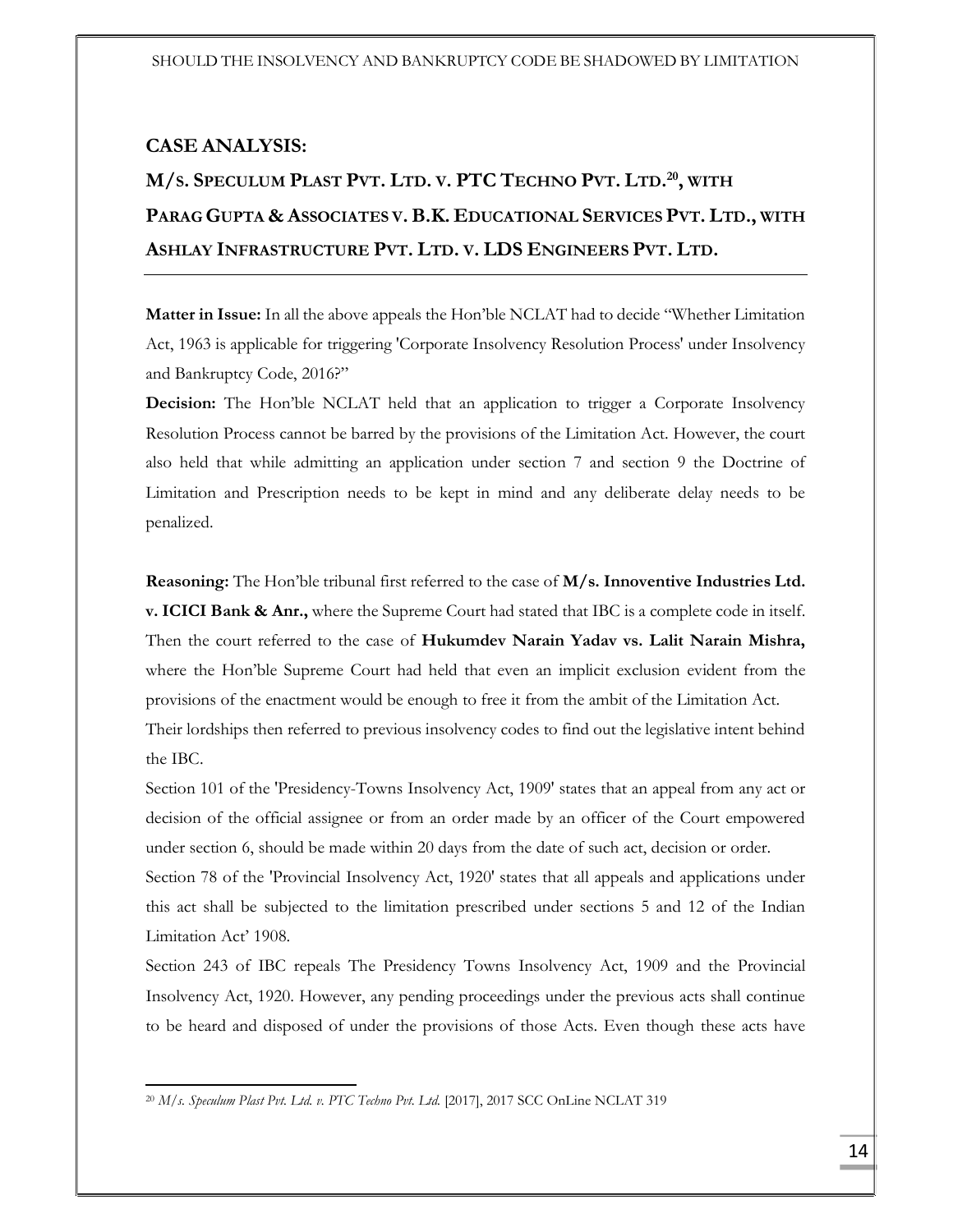## CASE ANALYSIS:

## M/S. SPECULUM PLAST PVT. LTD. V. PTC TECHNO PVT. LTD.[20], WITH PARAG GUPTA & ASSOCIATES V. B.K. EDUCATIONAL SERVICES PVT. LTD., WITH ASHLAY INFRASTRUCTURE PVT. LTD. V. LDS ENGINEERS PVT. LTD.

---

**Matter in Issue:** In all the above appeals the Hon'ble NCLAT had to decide "Whether Limitation Act, 1963 is applicable for triggering 'Corporate Insolvency Resolution Process' under Insolvency and Bankruptcy Code, 2016?"

**Decision:** The Hon'ble NCLAT held that an application to trigger a Corporate Insolvency Resolution Process cannot be barred by the provisions of the Limitation Act. However, the court also held that while admitting an application under section 7 and section 9 the Doctrine of Limitation and Prescription needs to be kept in mind and any deliberate delay needs to be penalized.

**Reasoning:** The Hon'ble tribunal first referred to the case of **M/s. Innoventive Industries Ltd. v. ICICI Bank & Anr.,** where the Supreme Court had stated that IBC is a complete code in itself. Then the court referred to the case of **Hukumdev Narain Yadav vs. Lalit Narain Mishra,** where the Hon'ble Supreme Court had held that even an implicit exclusion evident from the provisions of the enactment would be enough to free it from the ambit of the Limitation Act.

Their lordships then referred to previous insolvency codes to find out the legislative intent behind the IBC.

Section 101 of the 'Presidency-Towns Insolvency Act, 1909' states that an appeal from any act or decision of the official assignee or from an order made by an officer of the Court empowered under section 6, should be made within 20 days from the date of such act, decision or order.

Section 78 of the 'Provincial Insolvency Act, 1920' states that all appeals and applications under this act shall be subjected to the limitation prescribed under sections 5 and 12 of the Indian Limitation Act' 1908.

Section 243 of IBC repeals The Presidency Towns Insolvency Act, 1909 and the Provincial Insolvency Act, 1920. However, any pending proceedings under the previous acts shall continue to be heard and disposed of under the provisions of those Acts. Even though these acts have

---

[20] *M/s. Speculum Plast Pvt. Ltd. v. PTC Techno Pvt. Ltd.* [2017], 2017 SCC OnLine NCLAT 319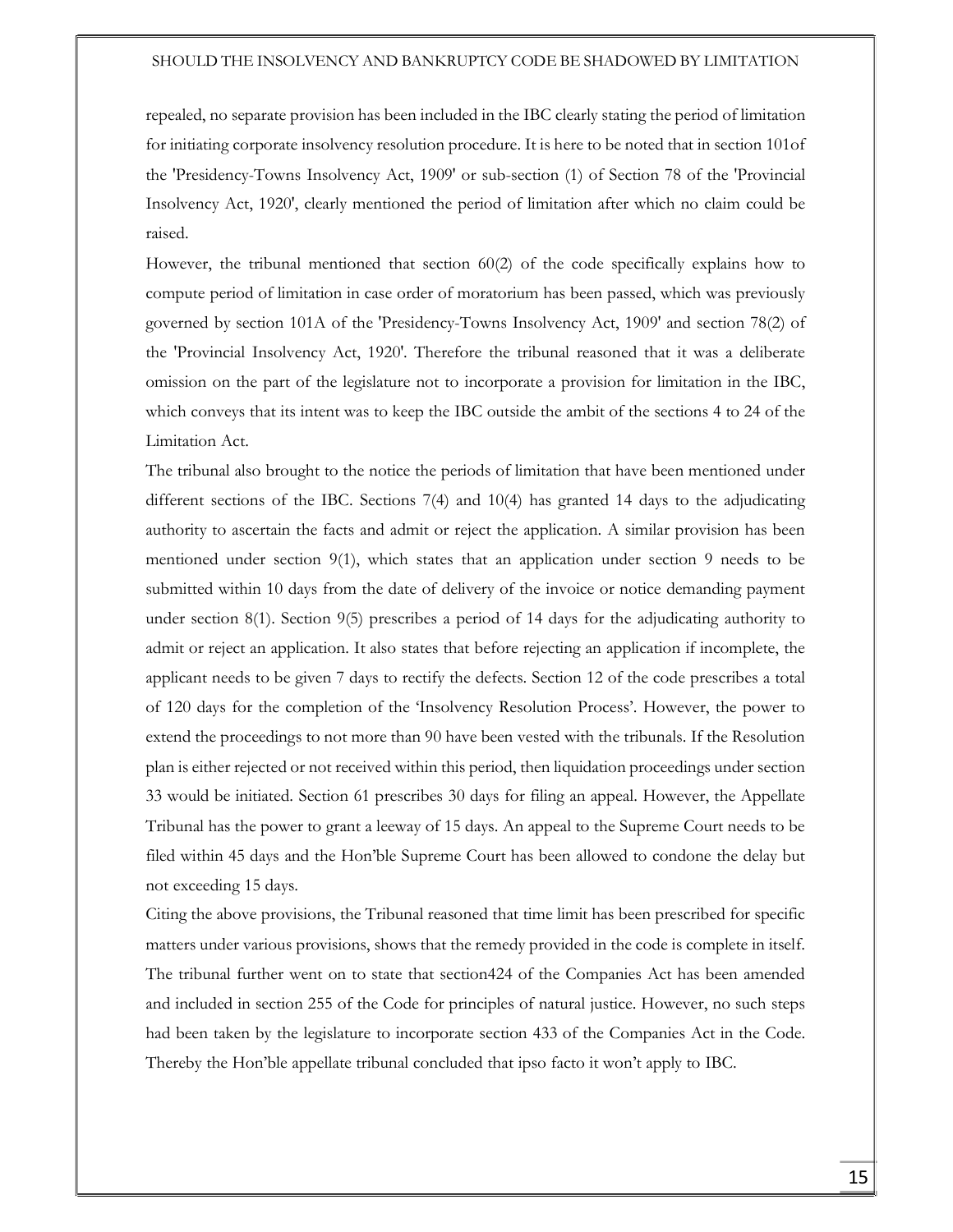repealed, no separate provision has been included in the IBC clearly stating the period of limitation for initiating corporate insolvency resolution procedure. It is here to be noted that in section 101of the 'Presidency-Towns Insolvency Act, 1909' or sub-section (1) of Section 78 of the 'Provincial Insolvency Act, 1920', clearly mentioned the period of limitation after which no claim could be raised.

However, the tribunal mentioned that section 60(2) of the code specifically explains how to compute period of limitation in case order of moratorium has been passed, which was previously governed by section 101A of the 'Presidency-Towns Insolvency Act, 1909' and section 78(2) of the 'Provincial Insolvency Act, 1920'. Therefore the tribunal reasoned that it was a deliberate omission on the part of the legislature not to incorporate a provision for limitation in the IBC, which conveys that its intent was to keep the IBC outside the ambit of the sections 4 to 24 of the Limitation Act.

The tribunal also brought to the notice the periods of limitation that have been mentioned under different sections of the IBC. Sections 7(4) and 10(4) has granted 14 days to the adjudicating authority to ascertain the facts and admit or reject the application. A similar provision has been mentioned under section 9(1), which states that an application under section 9 needs to be submitted within 10 days from the date of delivery of the invoice or notice demanding payment under section 8(1). Section 9(5) prescribes a period of 14 days for the adjudicating authority to admit or reject an application. It also states that before rejecting an application if incomplete, the applicant needs to be given 7 days to rectify the defects. Section 12 of the code prescribes a total of 120 days for the completion of the 'Insolvency Resolution Process'. However, the power to extend the proceedings to not more than 90 have been vested with the tribunals. If the Resolution plan is either rejected or not received within this period, then liquidation proceedings under section 33 would be initiated. Section 61 prescribes 30 days for filing an appeal. However, the Appellate Tribunal has the power to grant a leeway of 15 days. An appeal to the Supreme Court needs to be filed within 45 days and the Hon'ble Supreme Court has been allowed to condone the delay but not exceeding 15 days.

Citing the above provisions, the Tribunal reasoned that time limit has been prescribed for specific matters under various provisions, shows that the remedy provided in the code is complete in itself. The tribunal further went on to state that section424 of the Companies Act has been amended and included in section 255 of the Code for principles of natural justice. However, no such steps had been taken by the legislature to incorporate section 433 of the Companies Act in the Code. Thereby the Hon'ble appellate tribunal concluded that ipso facto it won't apply to IBC.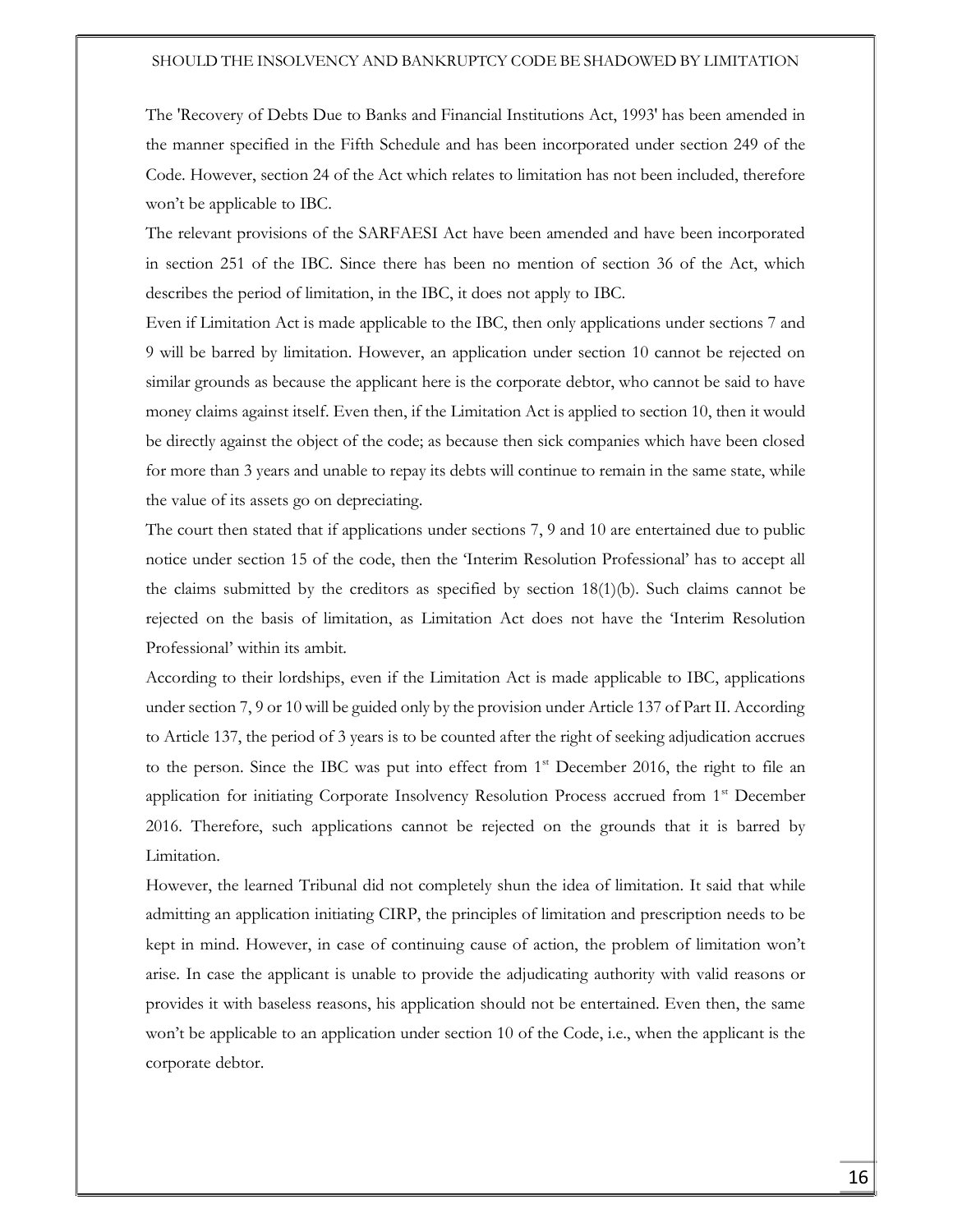The 'Recovery of Debts Due to Banks and Financial Institutions Act, 1993' has been amended in the manner specified in the Fifth Schedule and has been incorporated under section 249 of the Code. However, section 24 of the Act which relates to limitation has not been included, therefore won't be applicable to IBC.

The relevant provisions of the SARFAESI Act have been amended and have been incorporated in section 251 of the IBC. Since there has been no mention of section 36 of the Act, which describes the period of limitation, in the IBC, it does not apply to IBC.

Even if Limitation Act is made applicable to the IBC, then only applications under sections 7 and 9 will be barred by limitation. However, an application under section 10 cannot be rejected on similar grounds as because the applicant here is the corporate debtor, who cannot be said to have money claims against itself. Even then, if the Limitation Act is applied to section 10, then it would be directly against the object of the code; as because then sick companies which have been closed for more than 3 years and unable to repay its debts will continue to remain in the same state, while the value of its assets go on depreciating.

The court then stated that if applications under sections 7, 9 and 10 are entertained due to public notice under section 15 of the code, then the 'Interim Resolution Professional' has to accept all the claims submitted by the creditors as specified by section 18(1)(b). Such claims cannot be rejected on the basis of limitation, as Limitation Act does not have the 'Interim Resolution Professional' within its ambit.

According to their lordships, even if the Limitation Act is made applicable to IBC, applications under section 7, 9 or 10 will be guided only by the provision under Article 137 of Part II. According to Article 137, the period of 3 years is to be counted after the right of seeking adjudication accrues to the person. Since the IBC was put into effect from 1st December 2016, the right to file an application for initiating Corporate Insolvency Resolution Process accrued from 1st December 2016. Therefore, such applications cannot be rejected on the grounds that it is barred by Limitation.

However, the learned Tribunal did not completely shun the idea of limitation. It said that while admitting an application initiating CIRP, the principles of limitation and prescription needs to be kept in mind. However, in case of continuing cause of action, the problem of limitation won't arise. In case the applicant is unable to provide the adjudicating authority with valid reasons or provides it with baseless reasons, his application should not be entertained. Even then, the same won't be applicable to an application under section 10 of the Code, i.e., when the applicant is the corporate debtor.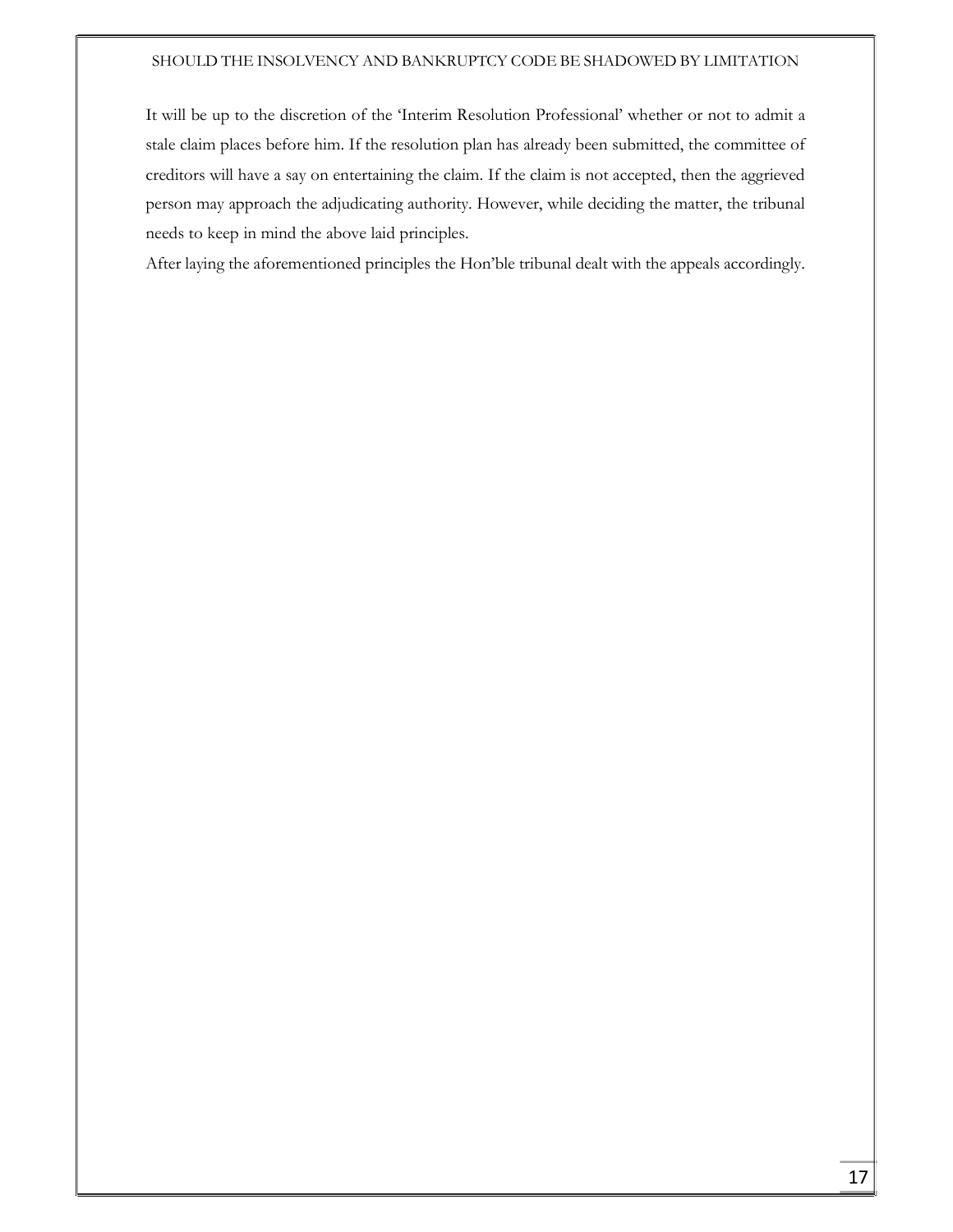It will be up to the discretion of the 'Interim Resolution Professional' whether or not to admit a stale claim places before him. If the resolution plan has already been submitted, the committee of creditors will have a say on entertaining the claim. If the claim is not accepted, then the aggrieved person may approach the adjudicating authority. However, while deciding the matter, the tribunal needs to keep in mind the above laid principles.

After laying the aforementioned principles the Hon'ble tribunal dealt with the appeals accordingly.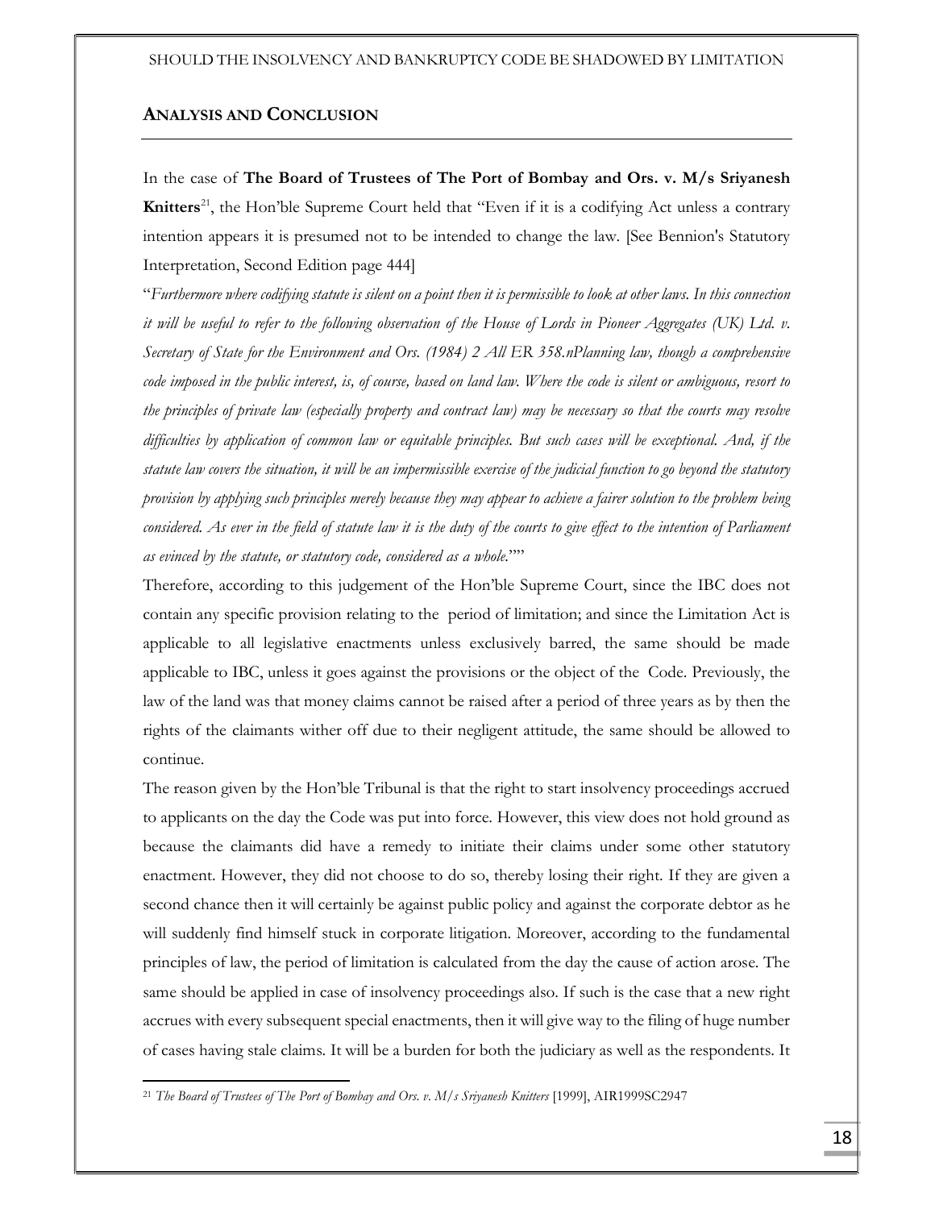## ANALYSIS AND CONCLUSION

In the case of **The Board of Trustees of The Port of Bombay and Ors. v. M/s Sriyanesh Knitters**[21], the Hon'ble Supreme Court held that "Even if it is a codifying Act unless a contrary intention appears it is presumed not to be intended to change the law. [See Bennion's Statutory Interpretation, Second Edition page 444]

"*Furthermore where codifying statute is silent on a point then it is permissible to look at other laws. In this connection it will be useful to refer to the following observation of the House of Lords in Pioneer Aggregates (UK) Ltd. v. Secretary of State for the Environment and Ors. (1984) 2 All ER 358.nPlanning law, though a comprehensive code imposed in the public interest, is, of course, based on land law. Where the code is silent or ambiguous, resort to the principles of private law (especially property and contract law) may be necessary so that the courts may resolve difficulties by application of common law or equitable principles. But such cases will be exceptional. And, if the statute law covers the situation, it will be an impermissible exercise of the judicial function to go beyond the statutory provision by applying such principles merely because they may appear to achieve a fairer solution to the problem being considered. As ever in the field of statute law it is the duty of the courts to give effect to the intention of Parliament as evinced by the statute, or statutory code, considered as a whole.*""

Therefore, according to this judgement of the Hon'ble Supreme Court, since the IBC does not contain any specific provision relating to the period of limitation; and since the Limitation Act is applicable to all legislative enactments unless exclusively barred, the same should be made applicable to IBC, unless it goes against the provisions or the object of the Code. Previously, the law of the land was that money claims cannot be raised after a period of three years as by then the rights of the claimants wither off due to their negligent attitude, the same should be allowed to continue.

The reason given by the Hon'ble Tribunal is that the right to start insolvency proceedings accrued to applicants on the day the Code was put into force. However, this view does not hold ground as because the claimants did have a remedy to initiate their claims under some other statutory enactment. However, they did not choose to do so, thereby losing their right. If they are given a second chance then it will certainly be against public policy and against the corporate debtor as he will suddenly find himself stuck in corporate litigation. Moreover, according to the fundamental principles of law, the period of limitation is calculated from the day the cause of action arose. The same should be applied in case of insolvency proceedings also. If such is the case that a new right accrues with every subsequent special enactments, then it will give way to the filing of huge number of cases having stale claims. It will be a burden for both the judiciary as well as the respondents. It

[21] *The Board of Trustees of The Port of Bombay and Ors. v. M/s Sriyanesh Knitters* [1999], AIR1999SC2947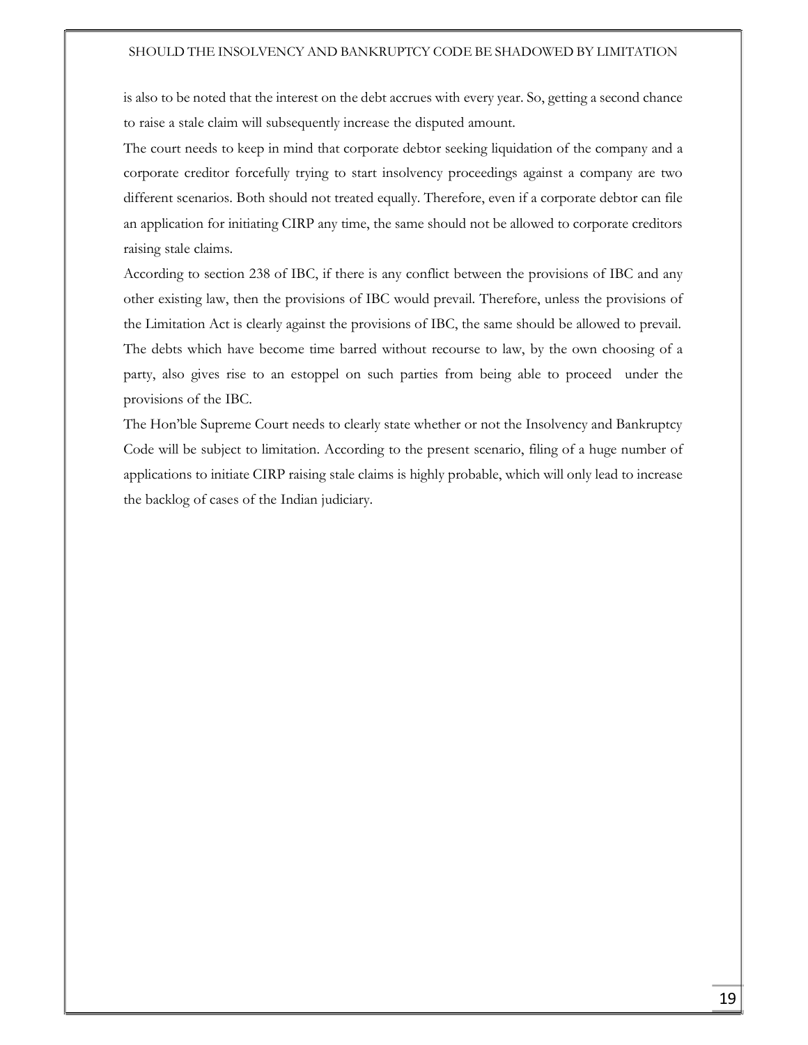is also to be noted that the interest on the debt accrues with every year. So, getting a second chance to raise a stale claim will subsequently increase the disputed amount.

The court needs to keep in mind that corporate debtor seeking liquidation of the company and a corporate creditor forcefully trying to start insolvency proceedings against a company are two different scenarios. Both should not treated equally. Therefore, even if a corporate debtor can file an application for initiating CIRP any time, the same should not be allowed to corporate creditors raising stale claims.

According to section 238 of IBC, if there is any conflict between the provisions of IBC and any other existing law, then the provisions of IBC would prevail. Therefore, unless the provisions of the Limitation Act is clearly against the provisions of IBC, the same should be allowed to prevail.

The debts which have become time barred without recourse to law, by the own choosing of a party, also gives rise to an estoppel on such parties from being able to proceed under the provisions of the IBC.

The Hon'ble Supreme Court needs to clearly state whether or not the Insolvency and Bankruptcy Code will be subject to limitation. According to the present scenario, filing of a huge number of applications to initiate CIRP raising stale claims is highly probable, which will only lead to increase the backlog of cases of the Indian judiciary.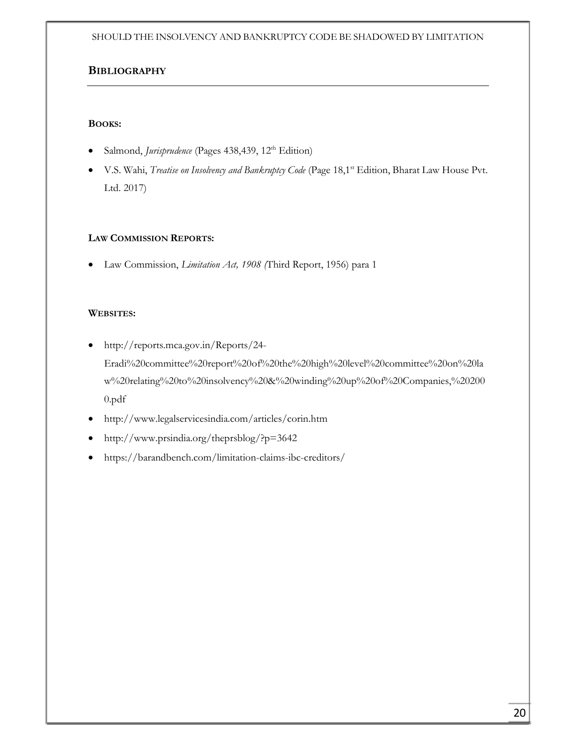## BIBLIOGRAPHY

### BOOKS:

- Salmond, *Jurisprudence* (Pages 438,439, 12th Edition)
- V.S. Wahi, *Treatise on Insolvency and Bankruptcy Code* (Page 18,1st Edition, Bharat Law House Pvt. Ltd. 2017)

### LAW COMMISSION REPORTS:

- Law Commission, *Limitation Act, 1908 (*Third Report, 1956) para 1

### WEBSITES:

- http://reports.mca.gov.in/Reports/24-Eradi%20committee%20report%20of%20the%20high%20level%20committee%20on%20law%20relating%20to%20insolvency%20&%20winding%20up%20of%20Companies,%202000.pdf
- http://www.legalservicesindia.com/articles/corin.htm
- http://www.prsindia.org/theprsblog/?p=3642
- https://barandbench.com/limitation-claims-ibc-creditors/